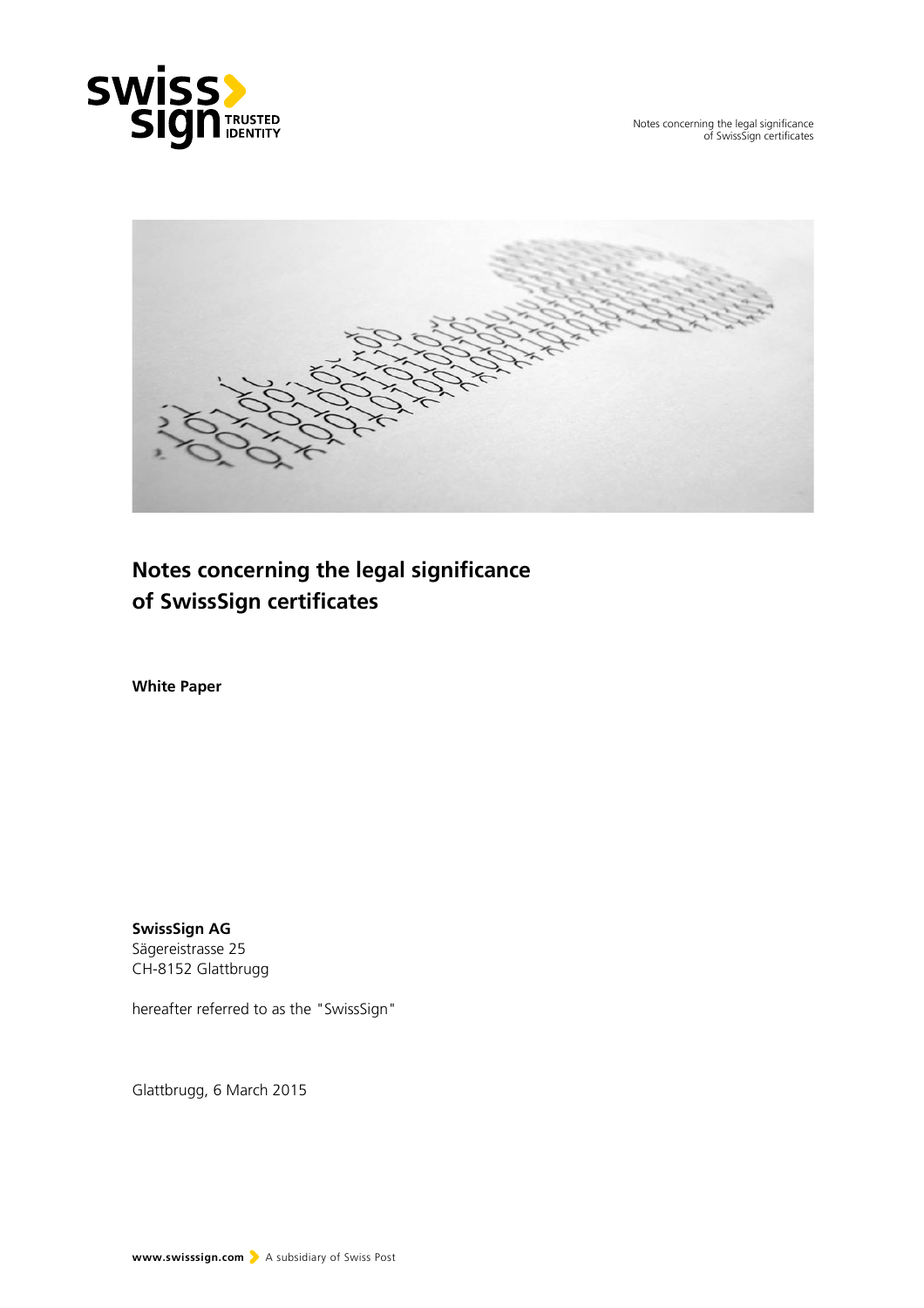# Notes concerning the legal significance of SwissSign certificates

**White Paper**

**SwissSign AG**
Sägereistrasse 25
CH-8152 Glattbrugg

hereafter referred to as the "SwissSign"

Glattbrugg, 6 March 2015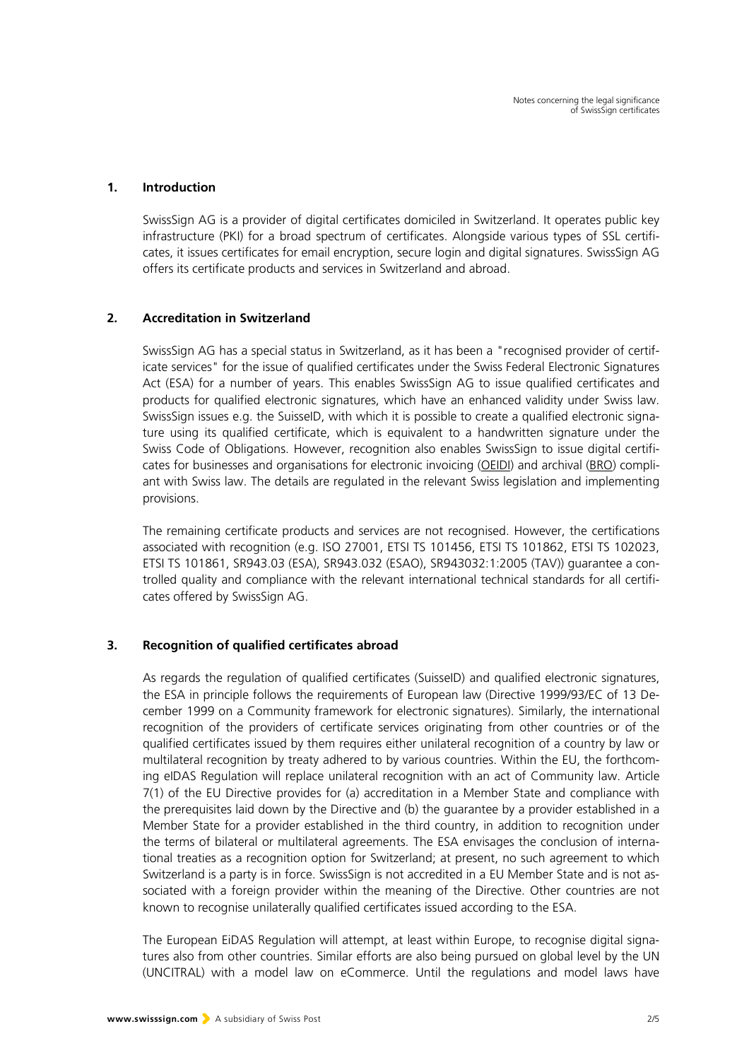## 1. Introduction

SwissSign AG is a provider of digital certificates domiciled in Switzerland. It operates public key infrastructure (PKI) for a broad spectrum of certificates. Alongside various types of SSL certificates, it issues certificates for email encryption, secure login and digital signatures. SwissSign AG offers its certificate products and services in Switzerland and abroad.

## 2. Accreditation in Switzerland

SwissSign AG has a special status in Switzerland, as it has been a "recognised provider of certificate services" for the issue of qualified certificates under the Swiss Federal Electronic Signatures Act (ESA) for a number of years. This enables SwissSign AG to issue qualified certificates and products for qualified electronic signatures, which have an enhanced validity under Swiss law. SwissSign issues e.g. the SuisseID, with which it is possible to create a qualified electronic signature using its qualified certificate, which is equivalent to a handwritten signature under the Swiss Code of Obligations. However, recognition also enables SwissSign to issue digital certificates for businesses and organisations for electronic invoicing (OEIDI) and archival (BRO) compliant with Swiss law. The details are regulated in the relevant Swiss legislation and implementing provisions.

The remaining certificate products and services are not recognised. However, the certifications associated with recognition (e.g. ISO 27001, ETSI TS 101456, ETSI TS 101862, ETSI TS 102023, ETSI TS 101861, SR943.03 (ESA), SR943.032 (ESAO), SR943032:1:2005 (TAV)) guarantee a controlled quality and compliance with the relevant international technical standards for all certificates offered by SwissSign AG.

## 3. Recognition of qualified certificates abroad

As regards the regulation of qualified certificates (SuisseID) and qualified electronic signatures, the ESA in principle follows the requirements of European law (Directive 1999/93/EC of 13 December 1999 on a Community framework for electronic signatures). Similarly, the international recognition of the providers of certificate services originating from other countries or of the qualified certificates issued by them requires either unilateral recognition of a country by law or multilateral recognition by treaty adhered to by various countries. Within the EU, the forthcoming eIDAS Regulation will replace unilateral recognition with an act of Community law. Article 7(1) of the EU Directive provides for (a) accreditation in a Member State and compliance with the prerequisites laid down by the Directive and (b) the guarantee by a provider established in a Member State for a provider established in the third country, in addition to recognition under the terms of bilateral or multilateral agreements. The ESA envisages the conclusion of international treaties as a recognition option for Switzerland; at present, no such agreement to which Switzerland is a party is in force. SwissSign is not accredited in a EU Member State and is not associated with a foreign provider within the meaning of the Directive. Other countries are not known to recognise unilaterally qualified certificates issued according to the ESA.

The European EiDAS Regulation will attempt, at least within Europe, to recognise digital signatures also from other countries. Similar efforts are also being pursued on global level by the UN (UNCITRAL) with a model law on eCommerce. Until the regulations and model laws have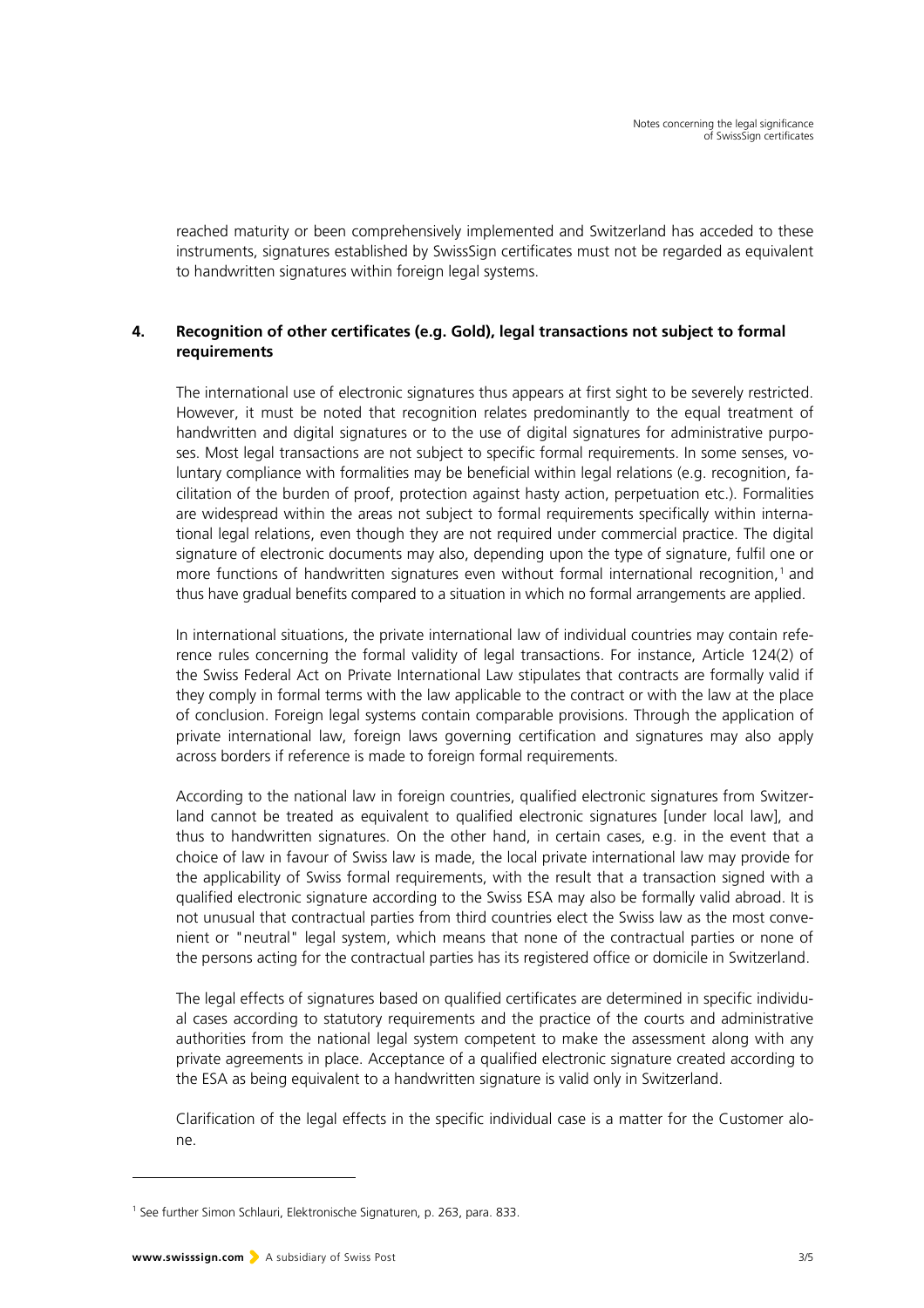reached maturity or been comprehensively implemented and Switzerland has acceded to these instruments, signatures established by SwissSign certificates must not be regarded as equivalent to handwritten signatures within foreign legal systems.

## 4. Recognition of other certificates (e.g. Gold), legal transactions not subject to formal requirements

The international use of electronic signatures thus appears at first sight to be severely restricted. However, it must be noted that recognition relates predominantly to the equal treatment of handwritten and digital signatures or to the use of digital signatures for administrative purposes. Most legal transactions are not subject to specific formal requirements. In some senses, voluntary compliance with formalities may be beneficial within legal relations (e.g. recognition, facilitation of the burden of proof, protection against hasty action, perpetuation etc.). Formalities are widespread within the areas not subject to formal requirements specifically within international legal relations, even though they are not required under commercial practice. The digital signature of electronic documents may also, depending upon the type of signature, fulfil one or more functions of handwritten signatures even without formal international recognition,[1] and thus have gradual benefits compared to a situation in which no formal arrangements are applied.

In international situations, the private international law of individual countries may contain reference rules concerning the formal validity of legal transactions. For instance, Article 124(2) of the Swiss Federal Act on Private International Law stipulates that contracts are formally valid if they comply in formal terms with the law applicable to the contract or with the law at the place of conclusion. Foreign legal systems contain comparable provisions. Through the application of private international law, foreign laws governing certification and signatures may also apply across borders if reference is made to foreign formal requirements.

According to the national law in foreign countries, qualified electronic signatures from Switzerland cannot be treated as equivalent to qualified electronic signatures [under local law], and thus to handwritten signatures. On the other hand, in certain cases, e.g. in the event that a choice of law in favour of Swiss law is made, the local private international law may provide for the applicability of Swiss formal requirements, with the result that a transaction signed with a qualified electronic signature according to the Swiss ESA may also be formally valid abroad. It is not unusual that contractual parties from third countries elect the Swiss law as the most convenient or "neutral" legal system, which means that none of the contractual parties or none of the persons acting for the contractual parties has its registered office or domicile in Switzerland.

The legal effects of signatures based on qualified certificates are determined in specific individual cases according to statutory requirements and the practice of the courts and administrative authorities from the national legal system competent to make the assessment along with any private agreements in place. Acceptance of a qualified electronic signature created according to the ESA as being equivalent to a handwritten signature is valid only in Switzerland.

Clarification of the legal effects in the specific individual case is a matter for the Customer alone.

---

[1] See further Simon Schlauri, Elektronische Signaturen, p. 263, para. 833.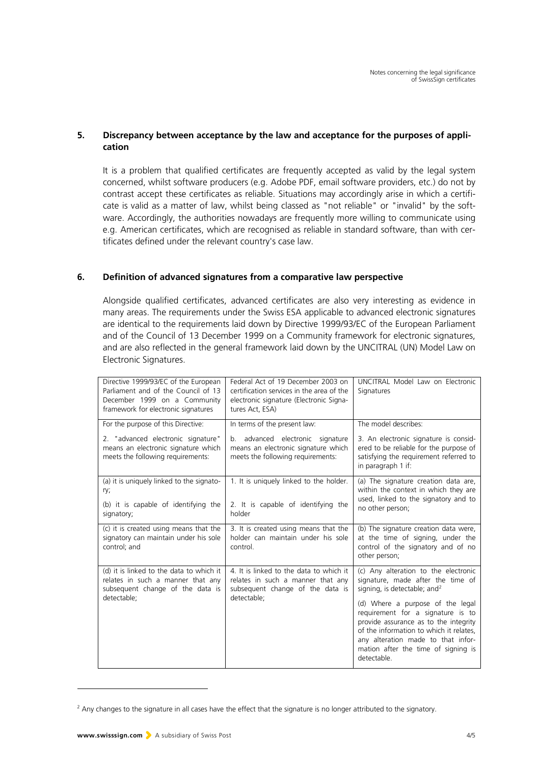## 5. Discrepancy between acceptance by the law and acceptance for the purposes of application

It is a problem that qualified certificates are frequently accepted as valid by the legal system concerned, whilst software producers (e.g. Adobe PDF, email software providers, etc.) do not by contrast accept these certificates as reliable. Situations may accordingly arise in which a certificate is valid as a matter of law, whilst being classed as "not reliable" or "invalid" by the software. Accordingly, the authorities nowadays are frequently more willing to communicate using e.g. American certificates, which are recognised as reliable in standard software, than with certificates defined under the relevant country's case law.

## 6. Definition of advanced signatures from a comparative law perspective

Alongside qualified certificates, advanced certificates are also very interesting as evidence in many areas. The requirements under the Swiss ESA applicable to advanced electronic signatures are identical to the requirements laid down by Directive 1999/93/EC of the European Parliament and of the Council of 13 December 1999 on a Community framework for electronic signatures, and are also reflected in the general framework laid down by the UNCITRAL (UN) Model Law on Electronic Signatures.

| Directive 1999/93/EC of the European Parliament and of the Council of 13 December 1999 on a Community framework for electronic signatures | Federal Act of 19 December 2003 on certification services in the area of the electronic signature (Electronic Signatures Act, ESA) | UNCITRAL Model Law on Electronic Signatures |
|---|---|---|
| For the purpose of this Directive:<br><br>2. "advanced electronic signature" means an electronic signature which meets the following requirements: | In terms of the present law:<br><br>b. advanced electronic signature means an electronic signature which meets the following requirements: | The model describes:<br><br>3. An electronic signature is considered to be reliable for the purpose of satisfying the requirement referred to in paragraph 1 if: |
| (a) it is uniquely linked to the signatory;<br><br>(b) it is capable of identifying the signatory; | 1. It is uniquely linked to the holder.<br><br>2. It is capable of identifying the holder | (a) The signature creation data are, within the context in which they are used, linked to the signatory and to no other person; |
| (c) it is created using means that the signatory can maintain under his sole control; and | 3. It is created using means that the holder can maintain under his sole control. | (b) The signature creation data were, at the time of signing, under the control of the signatory and of no other person; |
| (d) it is linked to the data to which it relates in such a manner that any subsequent change of the data is detectable; | 4. It is linked to the data to which it relates in such a manner that any subsequent change of the data is detectable; | (c) Any alteration to the electronic signature, made after the time of signing, is detectable; and[2]<br><br>(d) Where a purpose of the legal requirement for a signature is to provide assurance as to the integrity of the information to which it relates, any alteration made to that information after the time of signing is detectable. |

[2] Any changes to the signature in all cases have the effect that the signature is no longer attributed to the signatory.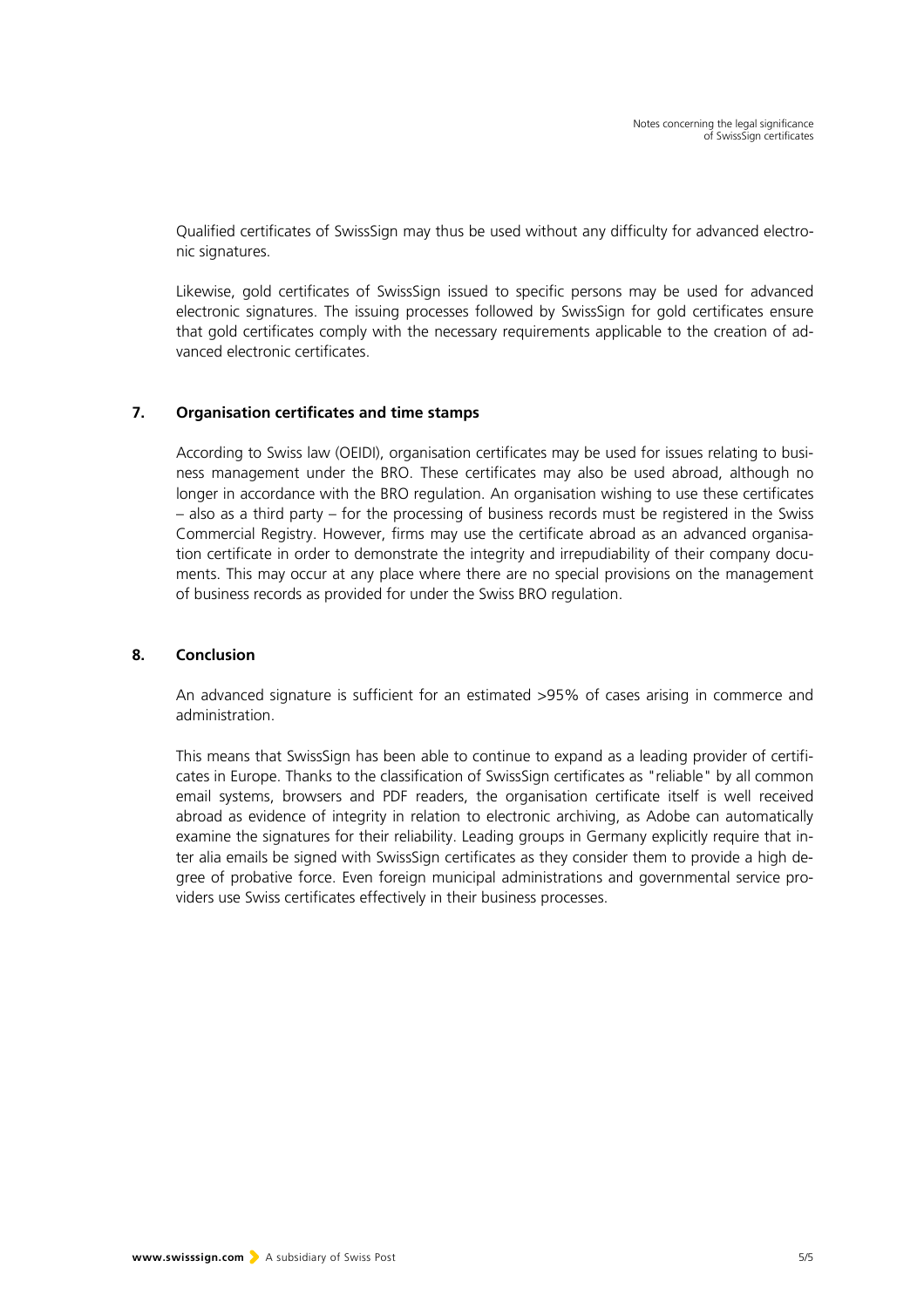Qualified certificates of SwissSign may thus be used without any difficulty for advanced electronic signatures.

Likewise, gold certificates of SwissSign issued to specific persons may be used for advanced electronic signatures. The issuing processes followed by SwissSign for gold certificates ensure that gold certificates comply with the necessary requirements applicable to the creation of advanced electronic certificates.

## 7. Organisation certificates and time stamps

According to Swiss law (OEIDI), organisation certificates may be used for issues relating to business management under the BRO. These certificates may also be used abroad, although no longer in accordance with the BRO regulation. An organisation wishing to use these certificates – also as a third party – for the processing of business records must be registered in the Swiss Commercial Registry. However, firms may use the certificate abroad as an advanced organisation certificate in order to demonstrate the integrity and irrepudiability of their company documents. This may occur at any place where there are no special provisions on the management of business records as provided for under the Swiss BRO regulation.

## 8. Conclusion

An advanced signature is sufficient for an estimated >95% of cases arising in commerce and administration.

This means that SwissSign has been able to continue to expand as a leading provider of certificates in Europe. Thanks to the classification of SwissSign certificates as "reliable" by all common email systems, browsers and PDF readers, the organisation certificate itself is well received abroad as evidence of integrity in relation to electronic archiving, as Adobe can automatically examine the signatures for their reliability. Leading groups in Germany explicitly require that inter alia emails be signed with SwissSign certificates as they consider them to provide a high degree of probative force. Even foreign municipal administrations and governmental service providers use Swiss certificates effectively in their business processes.